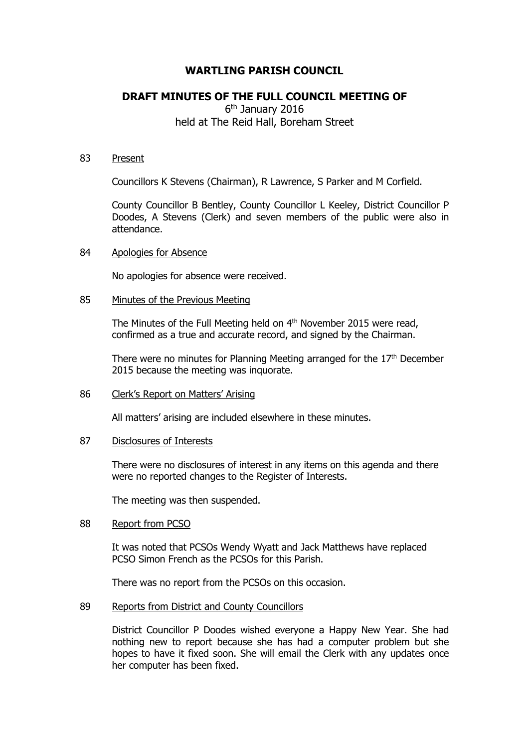# WARTLING PARISH COUNCIL

## DRAFT MINUTES OF THE FULL COUNCIL MEETING OF

6th January 2016
held at The Reid Hall, Boreham Street

83 Present

Councillors K Stevens (Chairman), R Lawrence, S Parker and M Corfield.

County Councillor B Bentley, County Councillor L Keeley, District Councillor P Doodes, A Stevens (Clerk) and seven members of the public were also in attendance.

84 Apologies for Absence

No apologies for absence were received.

85 Minutes of the Previous Meeting

The Minutes of the Full Meeting held on 4th November 2015 were read, confirmed as a true and accurate record, and signed by the Chairman.

There were no minutes for Planning Meeting arranged for the 17th December 2015 because the meeting was inquorate.

86 Clerk's Report on Matters' Arising

All matters' arising are included elsewhere in these minutes.

87 Disclosures of Interests

There were no disclosures of interest in any items on this agenda and there were no reported changes to the Register of Interests.

The meeting was then suspended.

88 Report from PCSO

It was noted that PCSOs Wendy Wyatt and Jack Matthews have replaced PCSO Simon French as the PCSOs for this Parish.

There was no report from the PCSOs on this occasion.

89 Reports from District and County Councillors

District Councillor P Doodes wished everyone a Happy New Year. She had nothing new to report because she has had a computer problem but she hopes to have it fixed soon. She will email the Clerk with any updates once her computer has been fixed.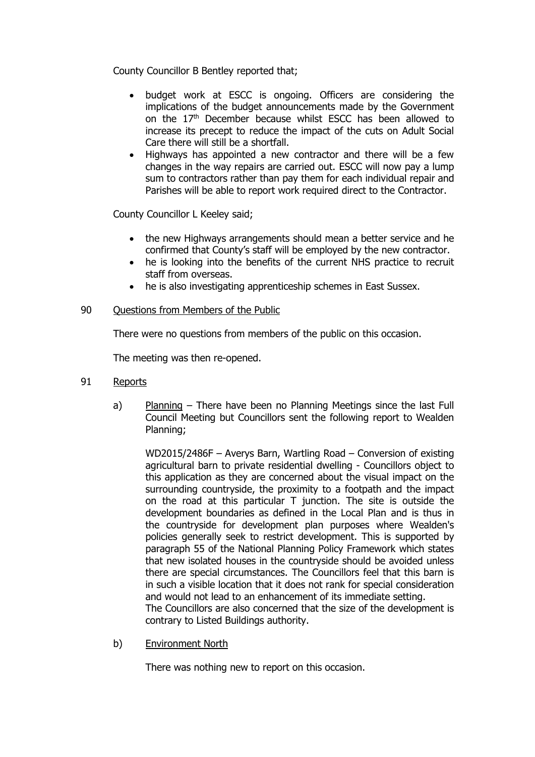County Councillor B Bentley reported that;

- budget work at ESCC is ongoing. Officers are considering the implications of the budget announcements made by the Government on the 17th December because whilst ESCC has been allowed to increase its precept to reduce the impact of the cuts on Adult Social Care there will still be a shortfall.
- Highways has appointed a new contractor and there will be a few changes in the way repairs are carried out. ESCC will now pay a lump sum to contractors rather than pay them for each individual repair and Parishes will be able to report work required direct to the Contractor.

County Councillor L Keeley said;

- the new Highways arrangements should mean a better service and he confirmed that County's staff will be employed by the new contractor.
- he is looking into the benefits of the current NHS practice to recruit staff from overseas.
- he is also investigating apprenticeship schemes in East Sussex.

90 Questions from Members of the Public

There were no questions from members of the public on this occasion.

The meeting was then re-opened.

91 Reports

a) Planning – There have been no Planning Meetings since the last Full Council Meeting but Councillors sent the following report to Wealden Planning;

WD2015/2486F – Averys Barn, Wartling Road – Conversion of existing agricultural barn to private residential dwelling - Councillors object to this application as they are concerned about the visual impact on the surrounding countryside, the proximity to a footpath and the impact on the road at this particular T junction. The site is outside the development boundaries as defined in the Local Plan and is thus in the countryside for development plan purposes where Wealden's policies generally seek to restrict development. This is supported by paragraph 55 of the National Planning Policy Framework which states that new isolated houses in the countryside should be avoided unless there are special circumstances. The Councillors feel that this barn is in such a visible location that it does not rank for special consideration and would not lead to an enhancement of its immediate setting.
The Councillors are also concerned that the size of the development is contrary to Listed Buildings authority.

b) Environment North

There was nothing new to report on this occasion.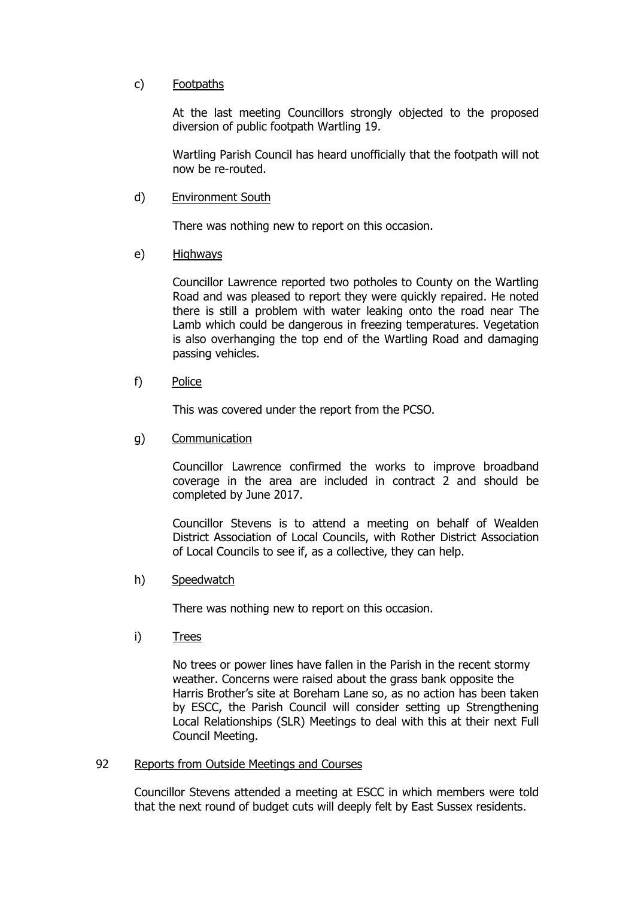c) <u>Footpaths</u>

At the last meeting Councillors strongly objected to the proposed diversion of public footpath Wartling 19.

Wartling Parish Council has heard unofficially that the footpath will not now be re-routed.

d) <u>Environment South</u>

There was nothing new to report on this occasion.

e) <u>Highways</u>

Councillor Lawrence reported two potholes to County on the Wartling Road and was pleased to report they were quickly repaired. He noted there is still a problem with water leaking onto the road near The Lamb which could be dangerous in freezing temperatures. Vegetation is also overhanging the top end of the Wartling Road and damaging passing vehicles.

f) <u>Police</u>

This was covered under the report from the PCSO.

g) <u>Communication</u>

Councillor Lawrence confirmed the works to improve broadband coverage in the area are included in contract 2 and should be completed by June 2017.

Councillor Stevens is to attend a meeting on behalf of Wealden District Association of Local Councils, with Rother District Association of Local Councils to see if, as a collective, they can help.

h) <u>Speedwatch</u>

There was nothing new to report on this occasion.

i) <u>Trees</u>

No trees or power lines have fallen in the Parish in the recent stormy weather. Concerns were raised about the grass bank opposite the Harris Brother's site at Boreham Lane so, as no action has been taken by ESCC, the Parish Council will consider setting up Strengthening Local Relationships (SLR) Meetings to deal with this at their next Full Council Meeting.

92 <u>Reports from Outside Meetings and Courses</u>

Councillor Stevens attended a meeting at ESCC in which members were told that the next round of budget cuts will deeply felt by East Sussex residents.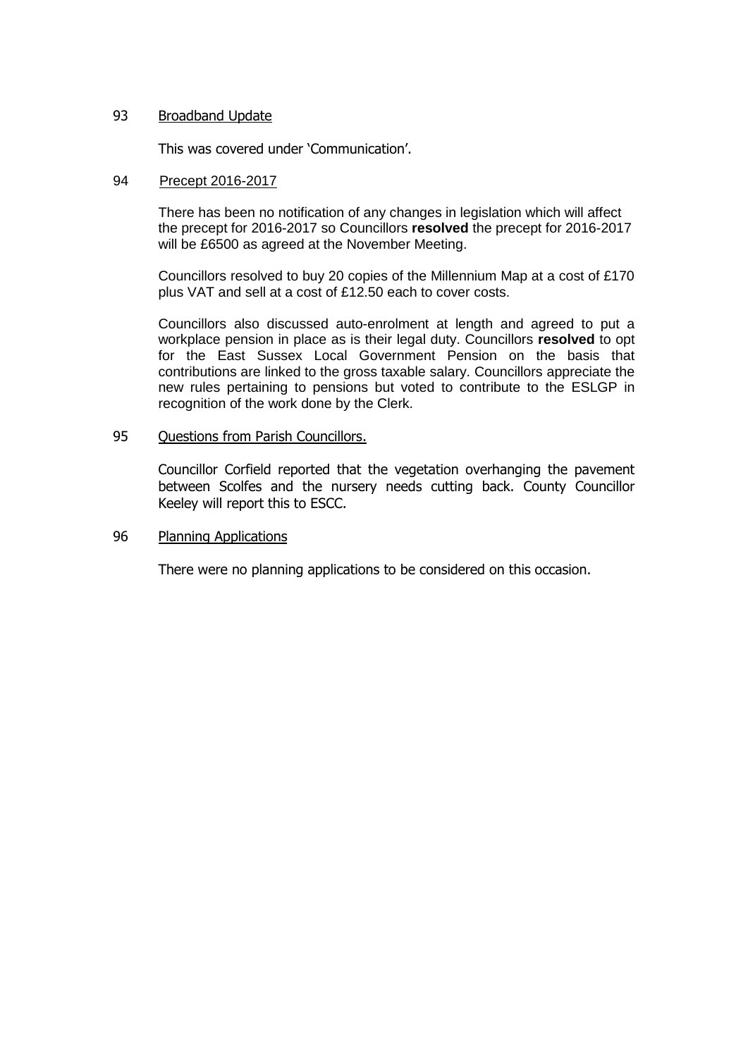93 Broadband Update

This was covered under 'Communication'.

94 Precept 2016-2017

There has been no notification of any changes in legislation which will affect the precept for 2016-2017 so Councillors **resolved** the precept for 2016-2017 will be £6500 as agreed at the November Meeting.

Councillors resolved to buy 20 copies of the Millennium Map at a cost of £170 plus VAT and sell at a cost of £12.50 each to cover costs.

Councillors also discussed auto-enrolment at length and agreed to put a workplace pension in place as is their legal duty. Councillors **resolved** to opt for the East Sussex Local Government Pension on the basis that contributions are linked to the gross taxable salary. Councillors appreciate the new rules pertaining to pensions but voted to contribute to the ESLGP in recognition of the work done by the Clerk.

95 Questions from Parish Councillors.

Councillor Corfield reported that the vegetation overhanging the pavement between Scolfes and the nursery needs cutting back. County Councillor Keeley will report this to ESCC.

96 Planning Applications

There were no planning applications to be considered on this occasion.